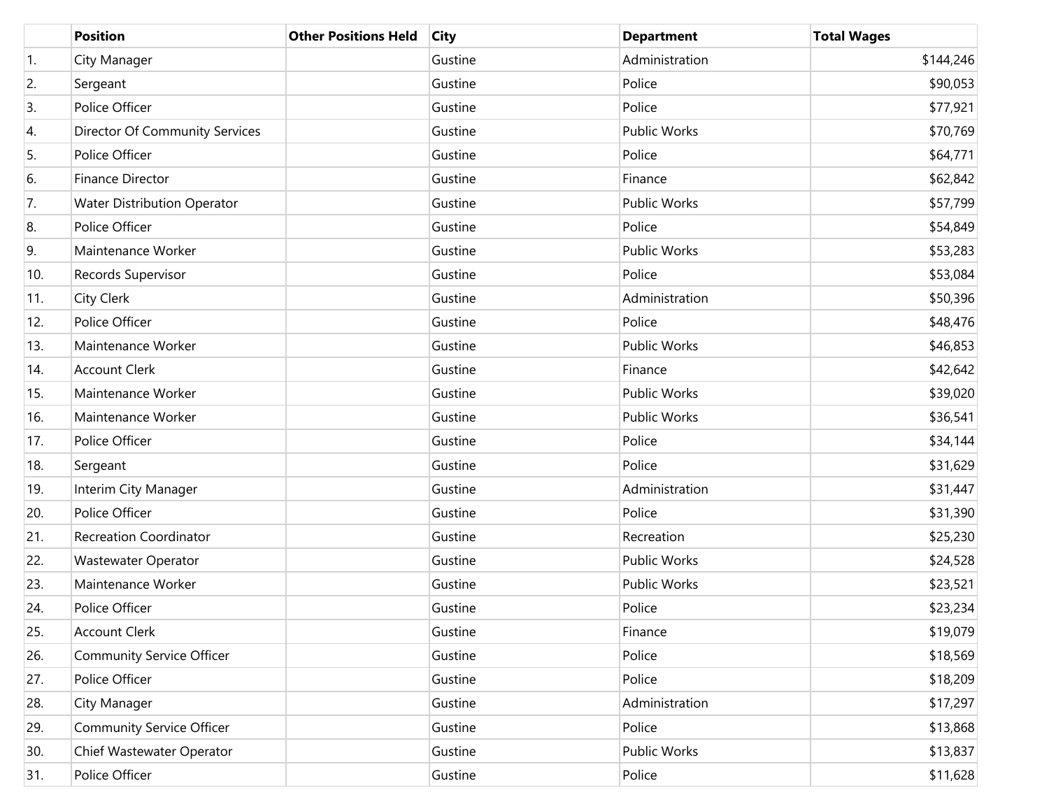| | Position | Other Positions Held | City | Department | Total Wages |
|---|---|---|---|---|---|
| 1. | City Manager | | Gustine | Administration | $144,246 |
| 2. | Sergeant | | Gustine | Police | $90,053 |
| 3. | Police Officer | | Gustine | Police | $77,921 |
| 4. | Director Of Community Services | | Gustine | Public Works | $70,769 |
| 5. | Police Officer | | Gustine | Police | $64,771 |
| 6. | Finance Director | | Gustine | Finance | $62,842 |
| 7. | Water Distribution Operator | | Gustine | Public Works | $57,799 |
| 8. | Police Officer | | Gustine | Police | $54,849 |
| 9. | Maintenance Worker | | Gustine | Public Works | $53,283 |
| 10. | Records Supervisor | | Gustine | Police | $53,084 |
| 11. | City Clerk | | Gustine | Administration | $50,396 |
| 12. | Police Officer | | Gustine | Police | $48,476 |
| 13. | Maintenance Worker | | Gustine | Public Works | $46,853 |
| 14. | Account Clerk | | Gustine | Finance | $42,642 |
| 15. | Maintenance Worker | | Gustine | Public Works | $39,020 |
| 16. | Maintenance Worker | | Gustine | Public Works | $36,541 |
| 17. | Police Officer | | Gustine | Police | $34,144 |
| 18. | Sergeant | | Gustine | Police | $31,629 |
| 19. | Interim City Manager | | Gustine | Administration | $31,447 |
| 20. | Police Officer | | Gustine | Police | $31,390 |
| 21. | Recreation Coordinator | | Gustine | Recreation | $25,230 |
| 22. | Wastewater Operator | | Gustine | Public Works | $24,528 |
| 23. | Maintenance Worker | | Gustine | Public Works | $23,521 |
| 24. | Police Officer | | Gustine | Police | $23,234 |
| 25. | Account Clerk | | Gustine | Finance | $19,079 |
| 26. | Community Service Officer | | Gustine | Police | $18,569 |
| 27. | Police Officer | | Gustine | Police | $18,209 |
| 28. | City Manager | | Gustine | Administration | $17,297 |
| 29. | Community Service Officer | | Gustine | Police | $13,868 |
| 30. | Chief Wastewater Operator | | Gustine | Public Works | $13,837 |
| 31. | Police Officer | | Gustine | Police | $11,628 |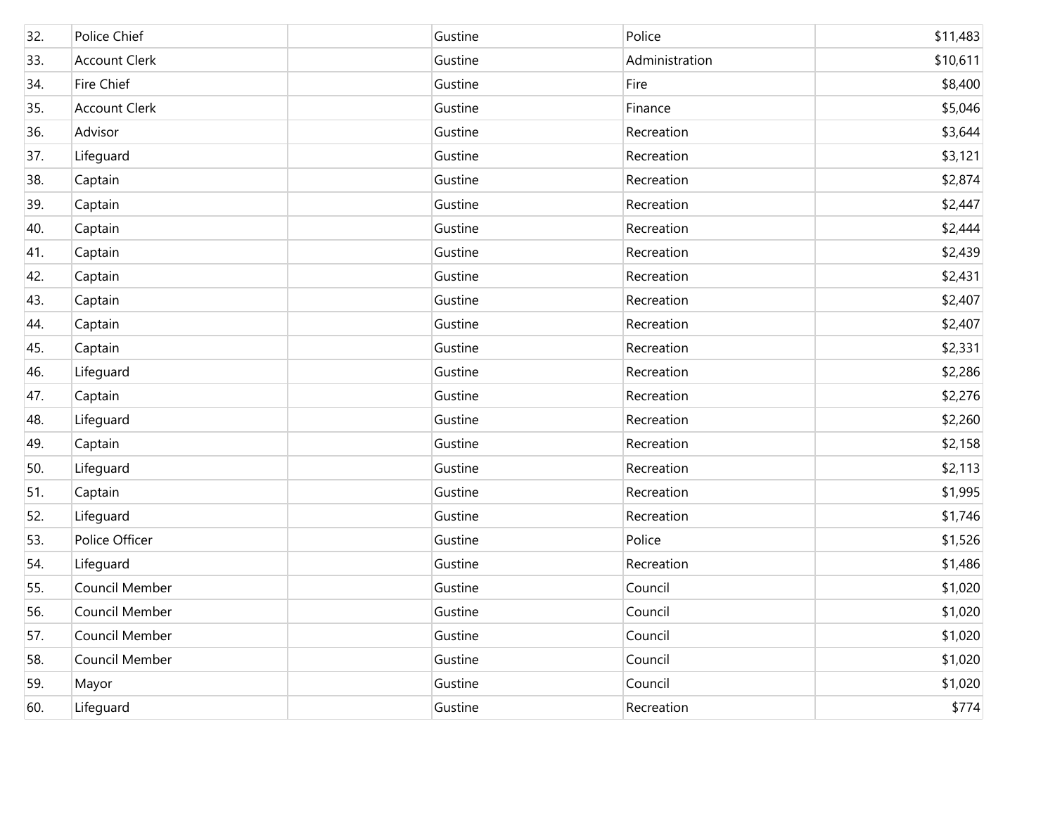| | | | | | |
|---|---|---|---|---|---|
| 32. | Police Chief | | Gustine | Police | $11,483 |
| 33. | Account Clerk | | Gustine | Administration | $10,611 |
| 34. | Fire Chief | | Gustine | Fire | $8,400 |
| 35. | Account Clerk | | Gustine | Finance | $5,046 |
| 36. | Advisor | | Gustine | Recreation | $3,644 |
| 37. | Lifeguard | | Gustine | Recreation | $3,121 |
| 38. | Captain | | Gustine | Recreation | $2,874 |
| 39. | Captain | | Gustine | Recreation | $2,447 |
| 40. | Captain | | Gustine | Recreation | $2,444 |
| 41. | Captain | | Gustine | Recreation | $2,439 |
| 42. | Captain | | Gustine | Recreation | $2,431 |
| 43. | Captain | | Gustine | Recreation | $2,407 |
| 44. | Captain | | Gustine | Recreation | $2,407 |
| 45. | Captain | | Gustine | Recreation | $2,331 |
| 46. | Lifeguard | | Gustine | Recreation | $2,286 |
| 47. | Captain | | Gustine | Recreation | $2,276 |
| 48. | Lifeguard | | Gustine | Recreation | $2,260 |
| 49. | Captain | | Gustine | Recreation | $2,158 |
| 50. | Lifeguard | | Gustine | Recreation | $2,113 |
| 51. | Captain | | Gustine | Recreation | $1,995 |
| 52. | Lifeguard | | Gustine | Recreation | $1,746 |
| 53. | Police Officer | | Gustine | Police | $1,526 |
| 54. | Lifeguard | | Gustine | Recreation | $1,486 |
| 55. | Council Member | | Gustine | Council | $1,020 |
| 56. | Council Member | | Gustine | Council | $1,020 |
| 57. | Council Member | | Gustine | Council | $1,020 |
| 58. | Council Member | | Gustine | Council | $1,020 |
| 59. | Mayor | | Gustine | Council | $1,020 |
| 60. | Lifeguard | | Gustine | Recreation | $774 |